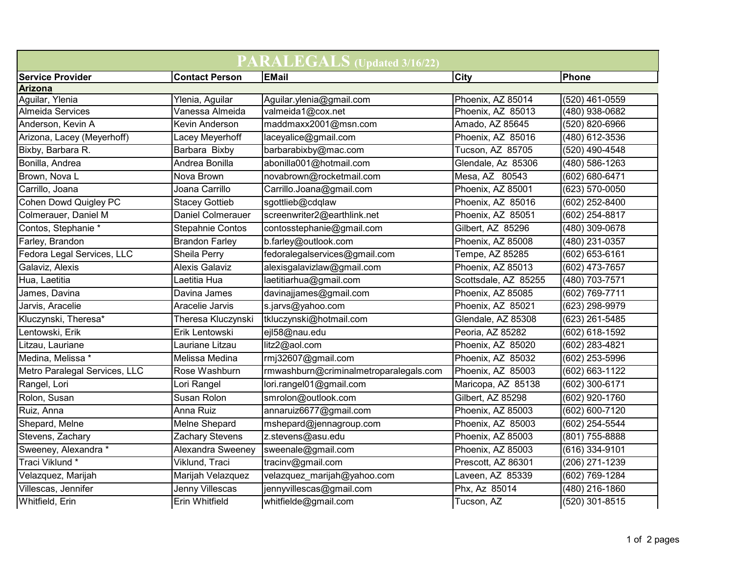# PARALEGALS (Updated 3/16/22)

| Service Provider | Contact Person | EMail | City | Phone |
|---|---|---|---|---|
| **Arizona** | | | | |
| Aguilar, Ylenia | Ylenia, Aguilar | Aguilar.ylenia@gmail.com | Phoenix, AZ 85014 | (520) 461-0559 |
| Almeida Services | Vanessa Almeida | valmeida1@cox.net | Phoenix, AZ 85013 | (480) 938-0682 |
| Anderson, Kevin A | Kevin Anderson | maddmaxx2001@msn.com | Amado, AZ 85645 | (520) 820-6966 |
| Arizona, Lacey (Meyerhoff) | Lacey Meyerhoff | laceyalice@gmail.com | Phoenix, AZ 85016 | (480) 612-3536 |
| Bixby, Barbara R. | Barbara Bixby | barbarabixby@mac.com | Tucson, AZ 85705 | (520) 490-4548 |
| Bonilla, Andrea | Andrea Bonilla | abonilla001@hotmail.com | Glendale, Az 85306 | (480) 586-1263 |
| Brown, Nova L | Nova Brown | novabrown@rocketmail.com | Mesa, AZ 80543 | (602) 680-6471 |
| Carrillo, Joana | Joana Carrillo | Carrillo.Joana@gmail.com | Phoenix, AZ 85001 | (623) 570-0050 |
| Cohen Dowd Quigley PC | Stacey Gottieb | sgottlieb@cdqlaw | Phoenix, AZ 85016 | (602) 252-8400 |
| Colmerauer, Daniel M | Daniel Colmerauer | screenwriter2@earthlink.net | Phoenix, AZ 85051 | (602) 254-8817 |
| Contos, Stephanie * | Stepahnie Contos | contosstephanie@gmail.com | Gilbert, AZ 85296 | (480) 309-0678 |
| Farley, Brandon | Brandon Farley | b.farley@outlook.com | Phoenix, AZ 85008 | (480) 231-0357 |
| Fedora Legal Services, LLC | Sheila Perry | fedoralegalservices@gmail.com | Tempe, AZ 85285 | (602) 653-6161 |
| Galaviz, Alexis | Alexis Galaviz | alexisgalavizlaw@gmail.com | Phoenix, AZ 85013 | (602) 473-7657 |
| Hua, Laetitia | Laetitia Hua | laetitiarhua@gmail.com | Scottsdale, AZ 85255 | (480) 703-7571 |
| James, Davina | Davina James | davinajjames@gmail.com | Phoenix, AZ 85085 | (602) 769-7711 |
| Jarvis, Aracelie | Aracelie Jarvis | s.jarvs@yahoo.com | Phoenix, AZ 85021 | (623) 298-9979 |
| Kluczynski, Theresa* | Theresa Kluczynski | tkluczynski@hotmail.com | Glendale, AZ 85308 | (623) 261-5485 |
| Lentowski, Erik | Erik Lentowski | ejl58@nau.edu | Peoria, AZ 85282 | (602) 618-1592 |
| Litzau, Lauriane | Lauriane Litzau | litz2@aol.com | Phoenix, AZ 85020 | (602) 283-4821 |
| Medina, Melissa * | Melissa Medina | rmj32607@gmail.com | Phoenix, AZ 85032 | (602) 253-5996 |
| Metro Paralegal Services, LLC | Rose Washburn | rmwashburn@criminalmetroparalegals.com | Phoenix, AZ 85003 | (602) 663-1122 |
| Rangel, Lori | Lori Rangel | lori.rangel01@gmail.com | Maricopa, AZ 85138 | (602) 300-6171 |
| Rolon, Susan | Susan Rolon | smrolon@outlook.com | Gilbert, AZ 85298 | (602) 920-1760 |
| Ruiz, Anna | Anna Ruiz | annaruiz6677@gmail.com | Phoenix, AZ 85003 | (602) 600-7120 |
| Shepard, Melne | Melne Shepard | mshepard@jennagroup.com | Phoenix, AZ 85003 | (602) 254-5544 |
| Stevens, Zachary | Zachary Stevens | z.stevens@asu.edu | Phoenix, AZ 85003 | (801) 755-8888 |
| Sweeney, Alexandra * | Alexandra Sweeney | sweenale@gmail.com | Phoenix, AZ 85003 | (616) 334-9101 |
| Traci Viklund * | Viklund, Traci | tracinv@gmail.com | Prescott, AZ 86301 | (206) 271-1239 |
| Velazquez, Marijah | Marijah Velazquez | velazquez_marijah@yahoo.com | Laveen, AZ 85339 | (602) 769-1284 |
| Villescas, Jennifer | Jenny Villescas | jennyvillescas@gmail.com | Phx, Az 85014 | (480) 216-1860 |
| Whitfield, Erin | Erin Whitfield | whitfielde@gmail.com | Tucson, AZ | (520) 301-8515 |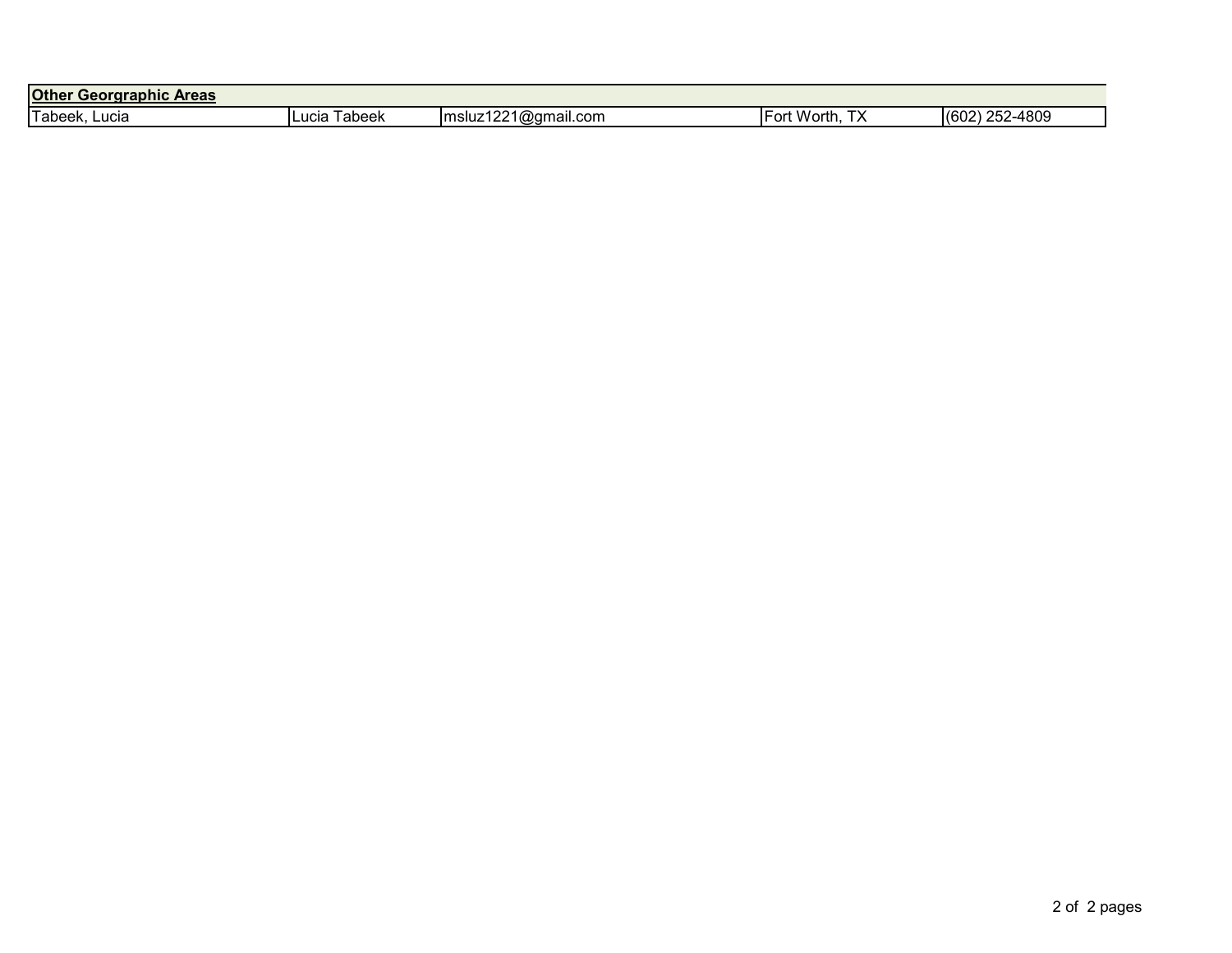| | | | | |
|---|---|---|---|---|
| **Other Georgraphic Areas** | | | | |
| Tabeek, Lucia | Lucia Tabeek | msluz1221@gmail.com | Fort Worth, TX | (602) 252-4809 |